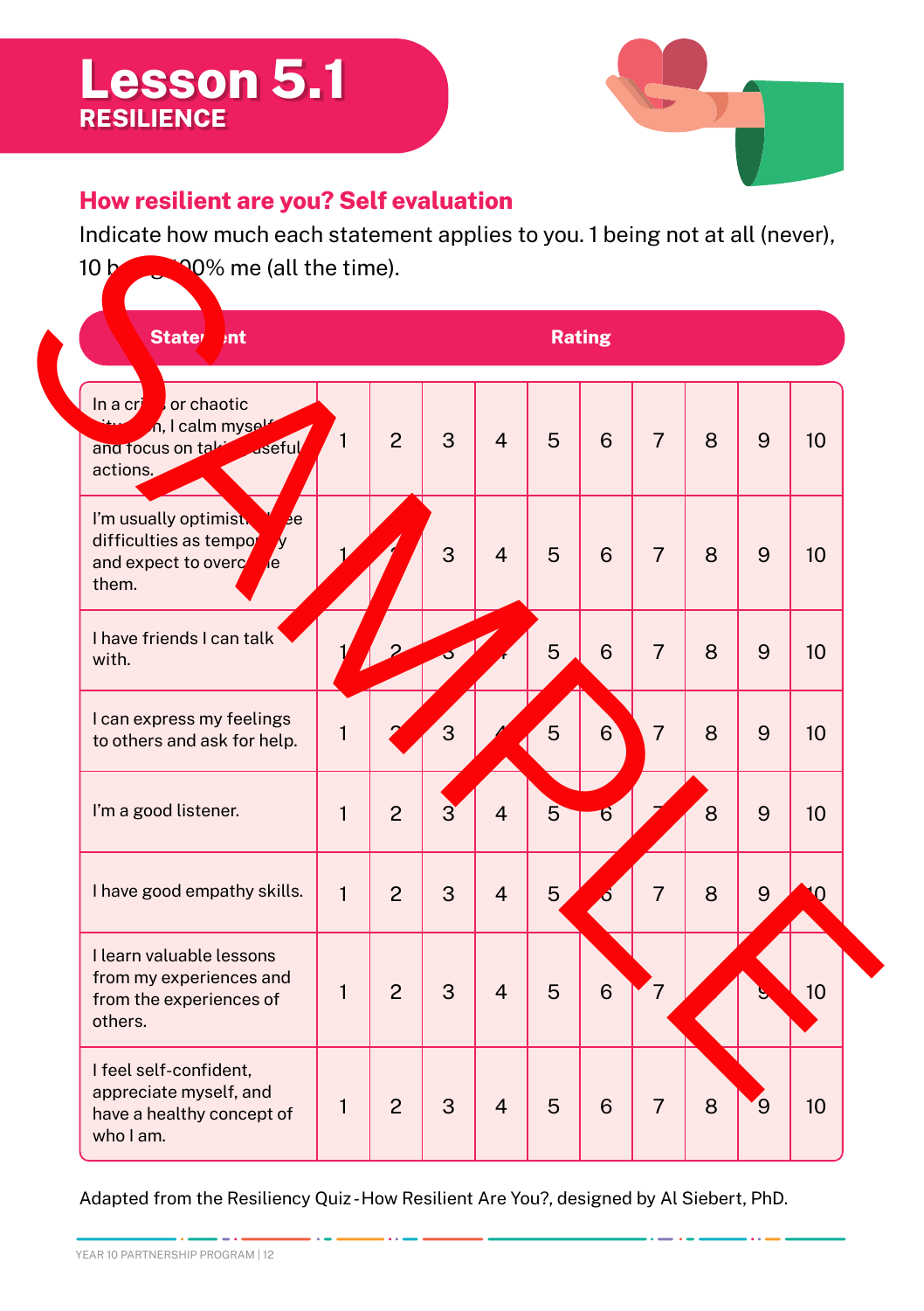# Lesson 5.1

## RESILIENCE

### How resilient are you? Self evaluation

Indicate how much each statement applies to you. 1 being not at all (never), 10 being 100% me (all the time).

| Statement | Rating | | | | | | | | | |
|---|---|---|---|---|---|---|---|---|---|---|
| In a crisis or chaotic situation, I calm myself and focus on taking useful actions. | 1 | 2 | 3 | 4 | 5 | 6 | 7 | 8 | 9 | 10 |
| I'm usually optimistic. I see difficulties as temporary and expect to overcome them. | 1 | 2 | 3 | 4 | 5 | 6 | 7 | 8 | 9 | 10 |
| I have friends I can talk with. | 1 | 2 | 3 | 4 | 5 | 6 | 7 | 8 | 9 | 10 |
| I can express my feelings to others and ask for help. | 1 | 2 | 3 | 4 | 5 | 6 | 7 | 8 | 9 | 10 |
| I'm a good listener. | 1 | 2 | 3 | 4 | 5 | 6 | 7 | 8 | 9 | 10 |
| I have good empathy skills. | 1 | 2 | 3 | 4 | 5 | 6 | 7 | 8 | 9 | 10 |
| I learn valuable lessons from my experiences and from the experiences of others. | 1 | 2 | 3 | 4 | 5 | 6 | 7 | 8 | 9 | 10 |
| I feel self-confident, appreciate myself, and have a healthy concept of who I am. | 1 | 2 | 3 | 4 | 5 | 6 | 7 | 8 | 9 | 10 |

Adapted from the Resiliency Quiz - How Resilient Are You?, designed by Al Siebert, PhD.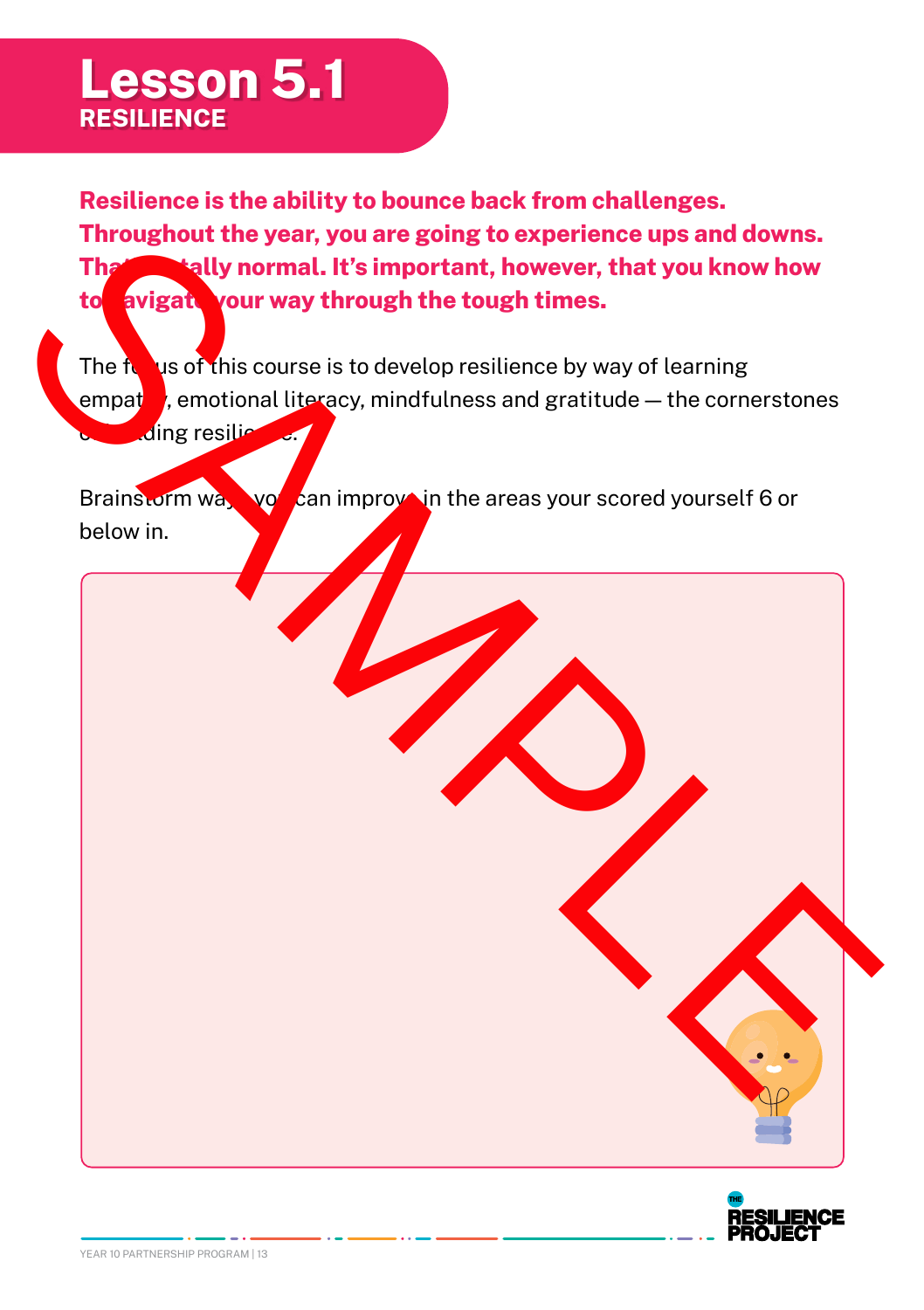# Lesson 5.1
## RESILIENCE

**Resilience is the ability to bounce back from challenges. Throughout the year, you are going to experience ups and downs. That's totally normal. It's important, however, that you know how to navigate your way through the tough times.**

The focus of this course is to develop resilience by way of learning empathy, emotional literacy, mindfulness and gratitude — the cornerstones of building resilience.

Brainstorm ways you can improve in the areas your scored yourself 6 or below in.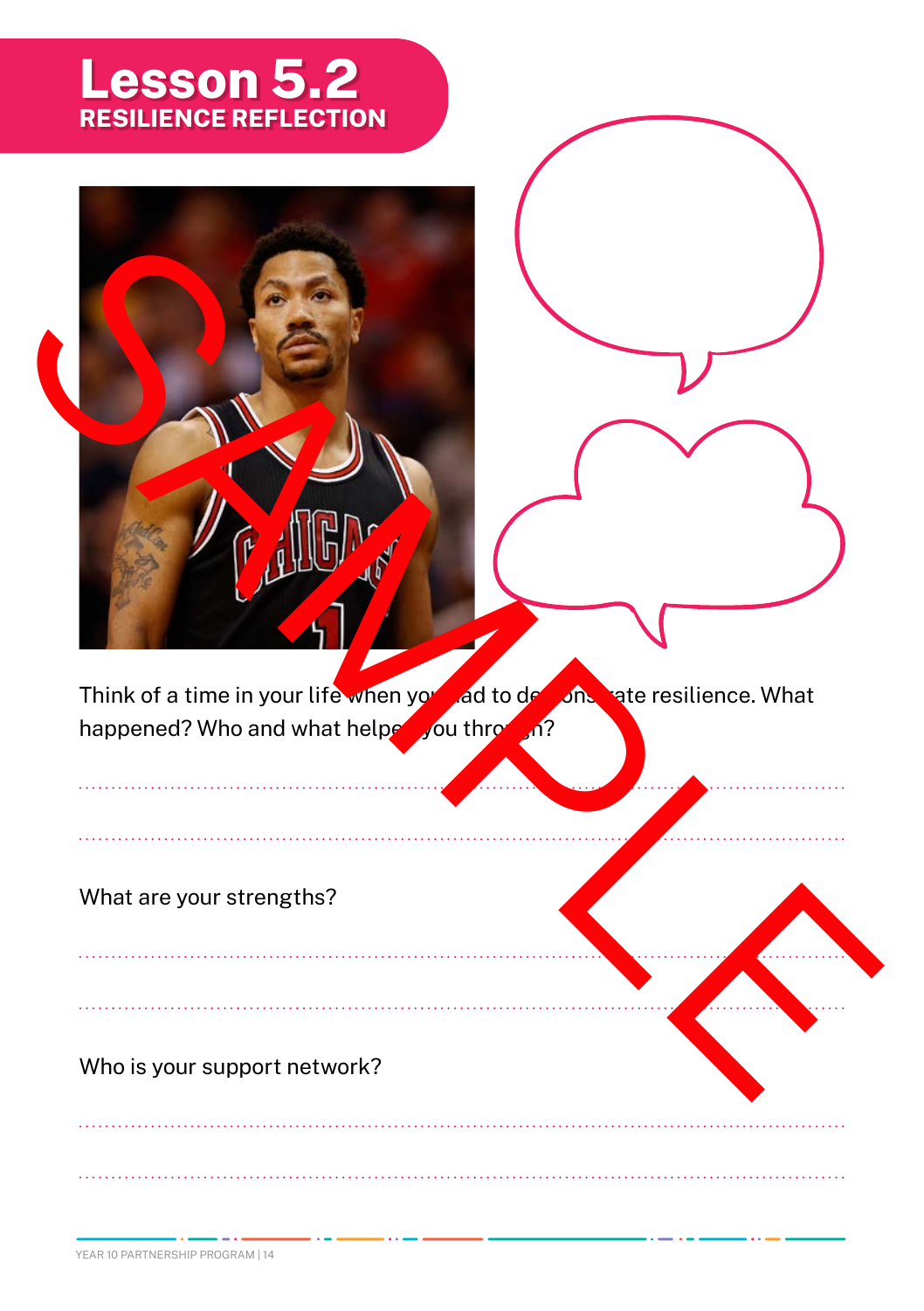# Lesson 5.2
## RESILIENCE REFLECTION

Think of a time in your life when you had to demonstrate resilience. What happened? Who and what helped you through?

........................................................................................................................................

........................................................................................................................................

What are your strengths?

........................................................................................................................................

........................................................................................................................................

Who is your support network?

........................................................................................................................................

........................................................................................................................................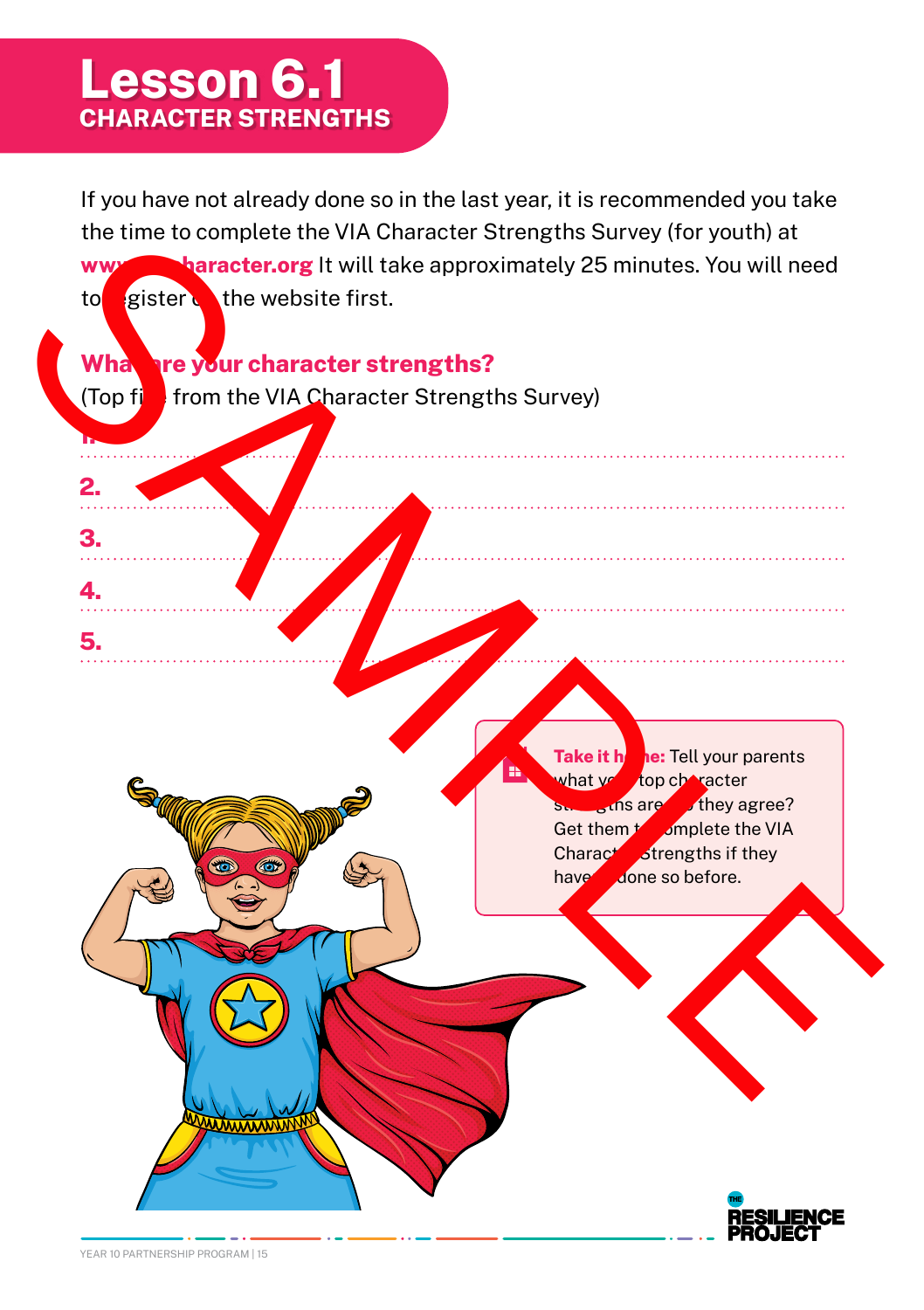# Lesson 6.1

## CHARACTER STRENGTHS

If you have not already done so in the last year, it is recommended you take the time to complete the VIA Character Strengths Survey (for youth) at **www.viacharacter.org** It will take approximately 25 minutes. You will need to register on the website first.

### What are your character strengths?

(Top five from the VIA Character Strengths Survey)

1. ............................................................

2. ............................................................

3. ............................................................

4. ............................................................

5. ............................................................

**Take it home:** Tell your parents what your top character strengths are. Do they agree? Get them to complete the VIA Character Strengths if they have not done so before.

THE RESILIENCE PROJECT

YEAR 10 PARTNERSHIP PROGRAM